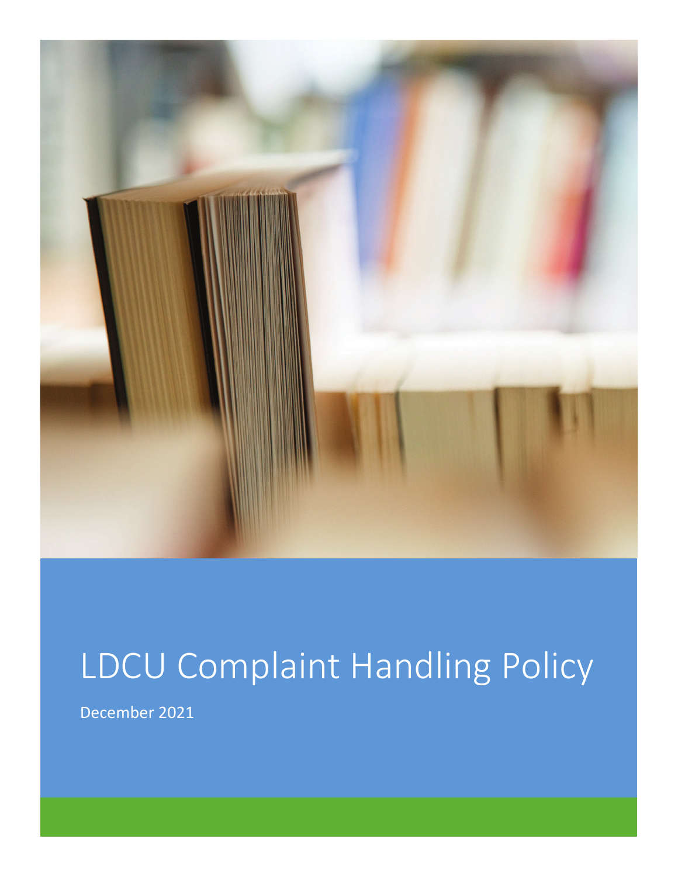# LDCU Complaint Handling Policy

December 2021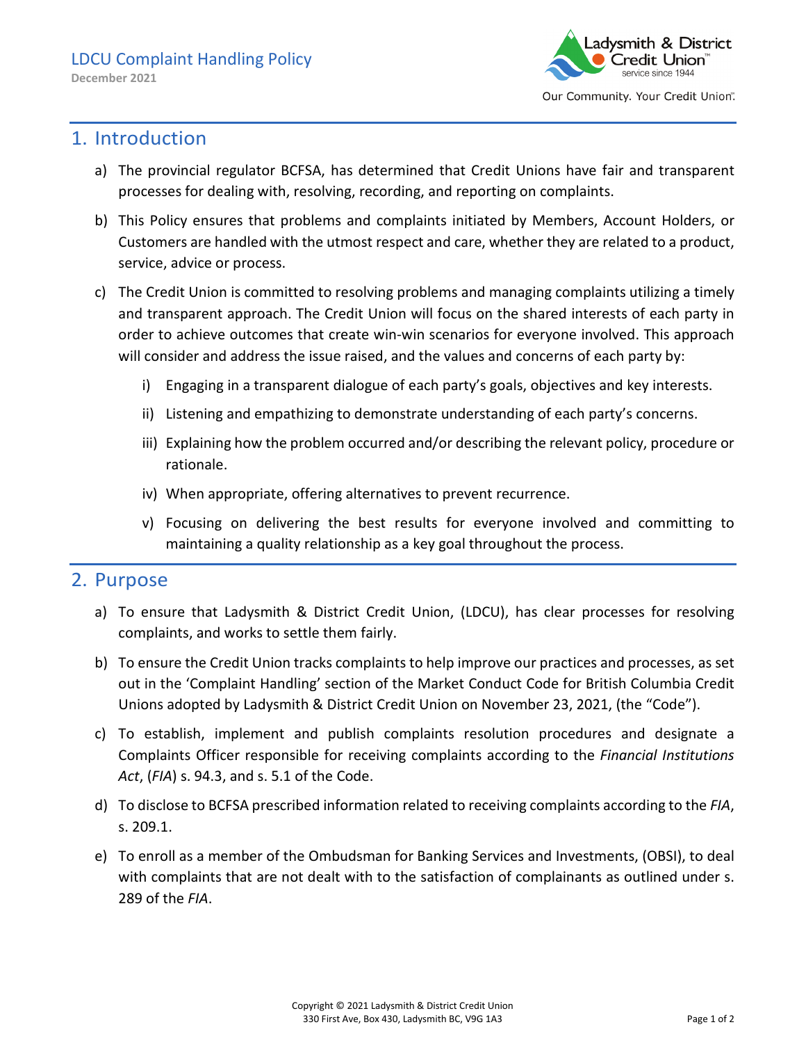# LDCU Complaint Handling Policy

December 2021

## 1. Introduction

a) The provincial regulator BCFSA, has determined that Credit Unions have fair and transparent processes for dealing with, resolving, recording, and reporting on complaints.

b) This Policy ensures that problems and complaints initiated by Members, Account Holders, or Customers are handled with the utmost respect and care, whether they are related to a product, service, advice or process.

c) The Credit Union is committed to resolving problems and managing complaints utilizing a timely and transparent approach. The Credit Union will focus on the shared interests of each party in order to achieve outcomes that create win-win scenarios for everyone involved. This approach will consider and address the issue raised, and the values and concerns of each party by:

   i) Engaging in a transparent dialogue of each party's goals, objectives and key interests.

   ii) Listening and empathizing to demonstrate understanding of each party's concerns.

   iii) Explaining how the problem occurred and/or describing the relevant policy, procedure or rationale.

   iv) When appropriate, offering alternatives to prevent recurrence.

   v) Focusing on delivering the best results for everyone involved and committing to maintaining a quality relationship as a key goal throughout the process.

## 2. Purpose

a) To ensure that Ladysmith & District Credit Union, (LDCU), has clear processes for resolving complaints, and works to settle them fairly.

b) To ensure the Credit Union tracks complaints to help improve our practices and processes, as set out in the 'Complaint Handling' section of the Market Conduct Code for British Columbia Credit Unions adopted by Ladysmith & District Credit Union on November 23, 2021, (the "Code").

c) To establish, implement and publish complaints resolution procedures and designate a Complaints Officer responsible for receiving complaints according to the *Financial Institutions Act*, (*FIA*) s. 94.3, and s. 5.1 of the Code.

d) To disclose to BCFSA prescribed information related to receiving complaints according to the *FIA*, s. 209.1.

e) To enroll as a member of the Ombudsman for Banking Services and Investments, (OBSI), to deal with complaints that are not dealt with to the satisfaction of complainants as outlined under s. 289 of the *FIA*.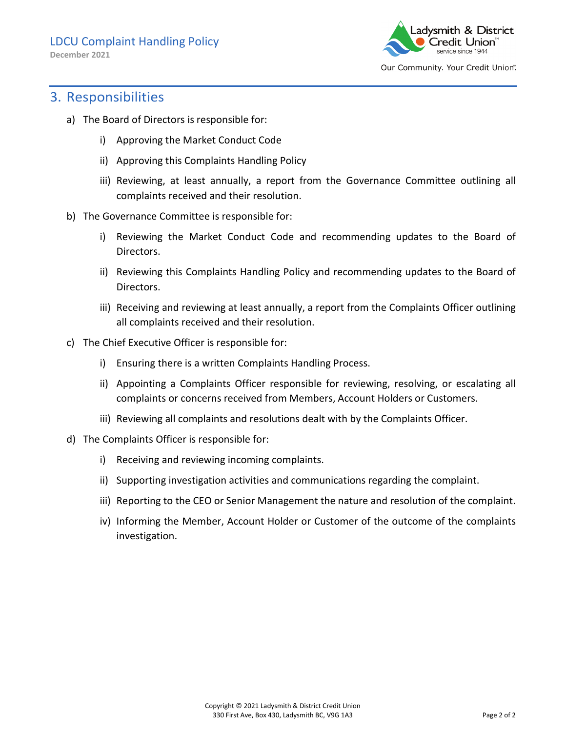## 3. Responsibilities

a) The Board of Directors is responsible for:

   i) Approving the Market Conduct Code

   ii) Approving this Complaints Handling Policy

   iii) Reviewing, at least annually, a report from the Governance Committee outlining all complaints received and their resolution.

b) The Governance Committee is responsible for:

   i) Reviewing the Market Conduct Code and recommending updates to the Board of Directors.

   ii) Reviewing this Complaints Handling Policy and recommending updates to the Board of Directors.

   iii) Receiving and reviewing at least annually, a report from the Complaints Officer outlining all complaints received and their resolution.

c) The Chief Executive Officer is responsible for:

   i) Ensuring there is a written Complaints Handling Process.

   ii) Appointing a Complaints Officer responsible for reviewing, resolving, or escalating all complaints or concerns received from Members, Account Holders or Customers.

   iii) Reviewing all complaints and resolutions dealt with by the Complaints Officer.

d) The Complaints Officer is responsible for:

   i) Receiving and reviewing incoming complaints.

   ii) Supporting investigation activities and communications regarding the complaint.

   iii) Reporting to the CEO or Senior Management the nature and resolution of the complaint.

   iv) Informing the Member, Account Holder or Customer of the outcome of the complaints investigation.